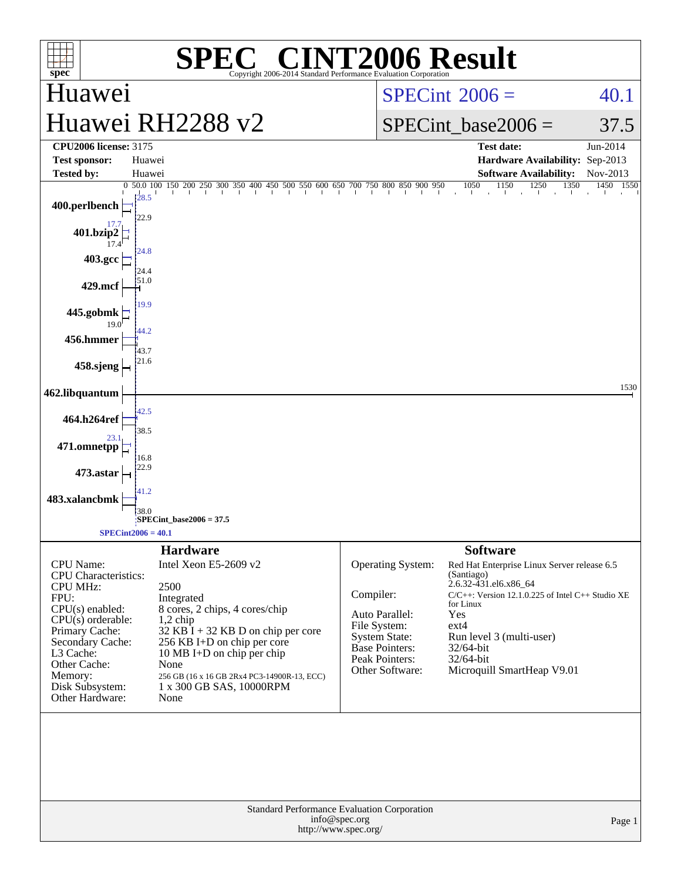# SPEC® CINT2006 Result

Copyright 2006-2014 Standard Performance Evaluation Corporation

## Huawei
## Huawei RH2288 v2

SPECint® 2006 = 40.1

SPECint_base2006 = 37.5

| | | | |
|---|---|---|---|
| **CPU2006 license:** 3175 | | **Test date:** | Jun-2014 |
| **Test sponsor:** | Huawei | **Hardware Availability:** | Sep-2013 |
| **Tested by:** | Huawei | **Software Availability:** | Nov-2013 |

| Benchmark | Peak | Base |
|---|---|---|
| 400.perlbench | 28.5 | 22.9 |
| 401.bzip2 | 17.7 | 17.4 |
| 403.gcc | 24.8 | 24.4 |
| 429.mcf | 51.0 | |
| 445.gobmk | 19.9 | 19.0 |
| 456.hmmer | 44.2 | 43.7 |
| 458.sjeng | 21.6 | |
| 462.libquantum | 1530 | |
| 464.h264ref | 42.5 | 38.5 |
| 471.omnetpp | 23.1 | 16.8 |
| 473.astar | 22.9 | |
| 483.xalancbmk | 41.2 | 38.0 |

SPECint_base2006 = 37.5

SPECint2006 = 40.1

### Hardware

| | |
|---|---|
| CPU Name: | Intel Xeon E5-2609 v2 |
| CPU Characteristics: | |
| CPU MHz: | 2500 |
| FPU: | Integrated |
| CPU(s) enabled: | 8 cores, 2 chips, 4 cores/chip |
| CPU(s) orderable: | 1,2 chip |
| Primary Cache: | 32 KB I + 32 KB D on chip per core |
| Secondary Cache: | 256 KB I+D on chip per core |
| L3 Cache: | 10 MB I+D on chip per chip |
| Other Cache: | None |
| Memory: | 256 GB (16 x 16 GB 2Rx4 PC3-14900R-13, ECC) |
| Disk Subsystem: | 1 x 300 GB SAS, 10000RPM |
| Other Hardware: | None |

### Software

| | |
|---|---|
| Operating System: | Red Hat Enterprise Linux Server release 6.5 (Santiago) 2.6.32-431.el6.x86_64 |
| Compiler: | C/C++: Version 12.1.0.225 of Intel C++ Studio XE for Linux |
| Auto Parallel: | Yes |
| File System: | ext4 |
| System State: | Run level 3 (multi-user) |
| Base Pointers: | 32/64-bit |
| Peak Pointers: | 32/64-bit |
| Other Software: | Microquill SmartHeap V9.01 |

Standard Performance Evaluation Corporation
info@spec.org
http://www.spec.org/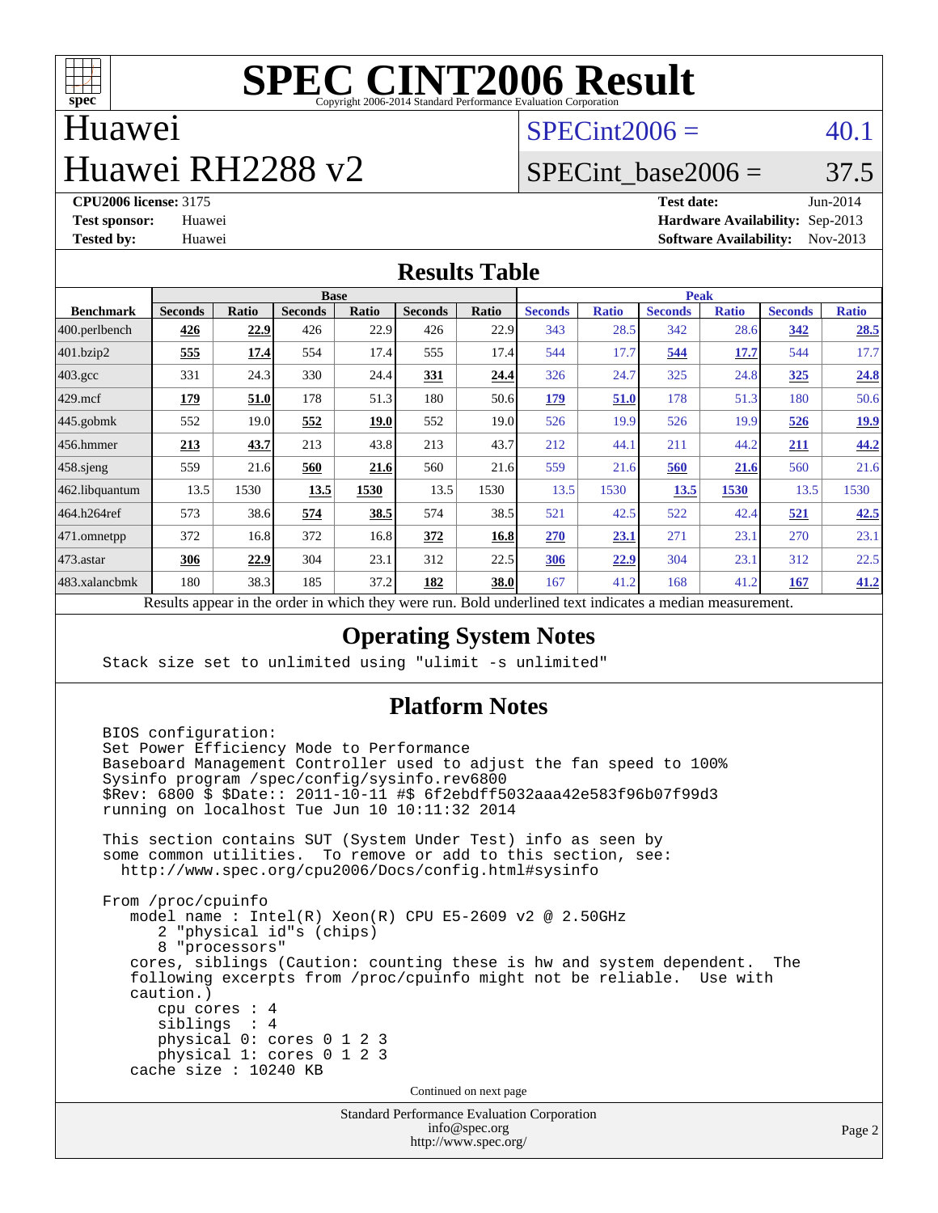# SPEC CINT2006 Result

Copyright 2006-2014 Standard Performance Evaluation Corporation

## Huawei
## Huawei RH2288 v2

SPECint2006 = 40.1

SPECint_base2006 = 37.5

**CPU2006 license:** 3175
**Test sponsor:** Huawei
**Tested by:** Huawei

**Test date:** Jun-2014
**Hardware Availability:** Sep-2013
**Software Availability:** Nov-2013

## Results Table

| Benchmark | Base | | | | | | Peak | | | | | |
|---|---|---|---|---|---|---|---|---|---|---|---|---|
| | Seconds | Ratio | Seconds | Ratio | Seconds | Ratio | Seconds | Ratio | Seconds | Ratio | Seconds | Ratio |
| 400.perlbench | **426** | **22.9** | 426 | 22.9 | 426 | 22.9 | 343 | 28.5 | 342 | 28.6 | **342** | **28.5** |
| 401.bzip2 | **555** | **17.4** | 554 | 17.4 | 555 | 17.4 | 544 | 17.7 | **544** | **17.7** | 544 | 17.7 |
| 403.gcc | 331 | 24.3 | 330 | 24.4 | **331** | **24.4** | 326 | 24.7 | 325 | 24.8 | **325** | **24.8** |
| 429.mcf | **179** | **51.0** | 178 | 51.3 | 180 | 50.6 | **179** | **51.0** | 178 | 51.3 | 180 | 50.6 |
| 445.gobmk | 552 | 19.0 | **552** | **19.0** | 552 | 19.0 | 526 | 19.9 | 526 | 19.9 | **526** | **19.9** |
| 456.hmmer | **213** | **43.7** | 213 | 43.8 | 213 | 43.7 | 212 | 44.1 | 211 | 44.2 | **211** | **44.2** |
| 458.sjeng | 559 | 21.6 | **560** | **21.6** | 560 | 21.6 | 559 | 21.6 | **560** | **21.6** | 560 | 21.6 |
| 462.libquantum | 13.5 | 1530 | **13.5** | **1530** | 13.5 | 1530 | 13.5 | 1530 | **13.5** | **1530** | 13.5 | 1530 |
| 464.h264ref | 573 | 38.6 | **574** | **38.5** | 574 | 38.5 | 521 | 42.5 | 522 | 42.4 | **521** | **42.5** |
| 471.omnetpp | 372 | 16.8 | 372 | 16.8 | **372** | **16.8** | **270** | **23.1** | 271 | 23.1 | 270 | 23.1 |
| 473.astar | **306** | **22.9** | 304 | 23.1 | 312 | 22.5 | **306** | **22.9** | 304 | 23.1 | 312 | 22.5 |
| 483.xalancbmk | 180 | 38.3 | 185 | 37.2 | **182** | **38.0** | 167 | 41.2 | 168 | 41.2 | **167** | **41.2** |

Results appear in the order in which they were run. Bold underlined text indicates a median measurement.

## Operating System Notes

```
Stack size set to unlimited using "ulimit -s unlimited"
```

## Platform Notes

```
BIOS configuration:
Set Power Efficiency Mode to Performance
Baseboard Management Controller used to adjust the fan speed to 100%
Sysinfo program /spec/config/sysinfo.rev6800
$Rev: 6800 $ $Date:: 2011-10-11 #$ 6f2ebdff5032aaa42e583f96b07f99d3
running on localhost Tue Jun 10 10:11:32 2014

This section contains SUT (System Under Test) info as seen by
some common utilities.  To remove or add to this section, see:
  http://www.spec.org/cpu2006/Docs/config.html#sysinfo

From /proc/cpuinfo
   model name : Intel(R) Xeon(R) CPU E5-2609 v2 @ 2.50GHz
      2 "physical id"s (chips)
      8 "processors"
   cores, siblings (Caution: counting these is hw and system dependent.  The
   following excerpts from /proc/cpuinfo might not be reliable.  Use with
   caution.)
      cpu cores : 4
      siblings  : 4
      physical 0: cores 0 1 2 3
      physical 1: cores 0 1 2 3
   cache size : 10240 KB
```

Continued on next page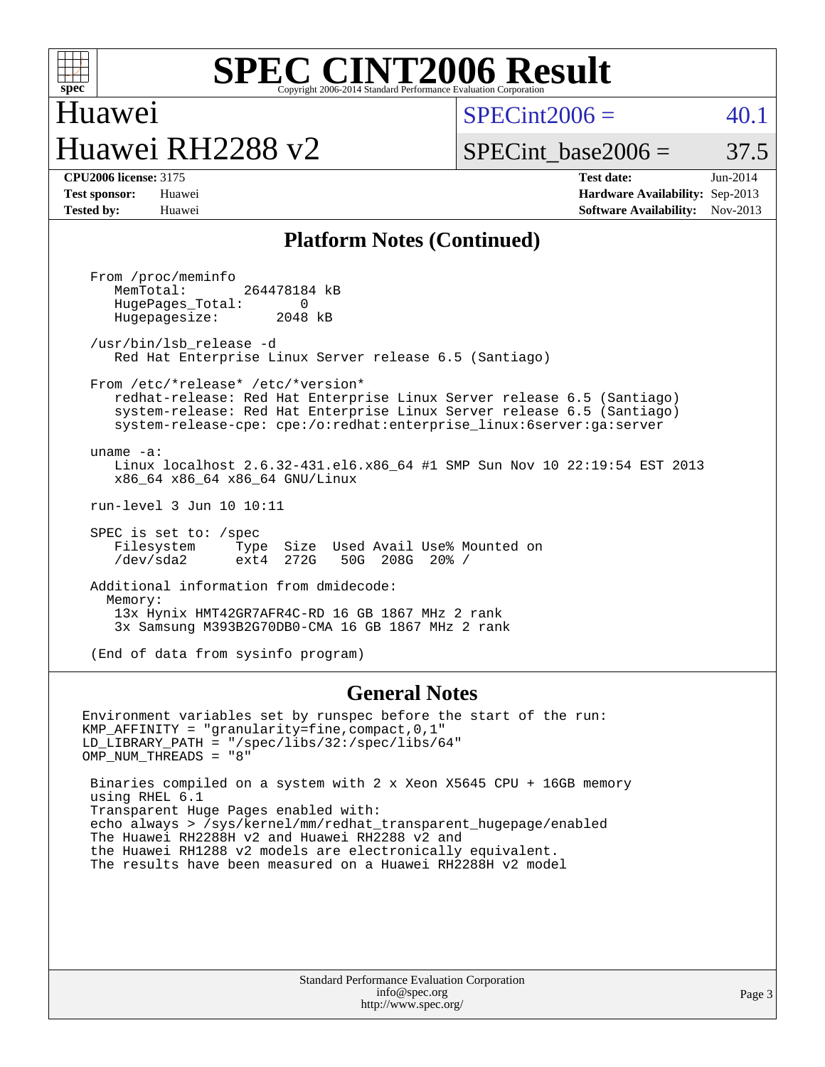# SPEC CINT2006 Result

Copyright 2006-2014 Standard Performance Evaluation Corporation

## Huawei
## Huawei RH2288 v2

SPECint2006 = 40.1

SPECint_base2006 = 37.5

**CPU2006 license:** 3175
**Test sponsor:** Huawei
**Tested by:** Huawei

**Test date:** Jun-2014
**Hardware Availability:** Sep-2013
**Software Availability:** Nov-2013

## Platform Notes (Continued)

```
From /proc/meminfo
   MemTotal:       264478184 kB
   HugePages_Total:       0
   Hugepagesize:       2048 kB

/usr/bin/lsb_release -d
   Red Hat Enterprise Linux Server release 6.5 (Santiago)

From /etc/*release* /etc/*version*
   redhat-release: Red Hat Enterprise Linux Server release 6.5 (Santiago)
   system-release: Red Hat Enterprise Linux Server release 6.5 (Santiago)
   system-release-cpe: cpe:/o:redhat:enterprise_linux:6server:ga:server

uname -a:
   Linux localhost 2.6.32-431.el6.x86_64 #1 SMP Sun Nov 10 22:19:54 EST 2013
   x86_64 x86_64 x86_64 GNU/Linux

run-level 3 Jun 10 10:11

SPEC is set to: /spec
   Filesystem     Type  Size  Used Avail Use% Mounted on
   /dev/sda2      ext4  272G   50G  208G  20% /

Additional information from dmidecode:
  Memory:
   13x Hynix HMT42GR7AFR4C-RD 16 GB 1867 MHz 2 rank
   3x Samsung M393B2G70DB0-CMA 16 GB 1867 MHz 2 rank

(End of data from sysinfo program)
```

## General Notes

```
Environment variables set by runspec before the start of the run:
KMP_AFFINITY = "granularity=fine,compact,0,1"
LD_LIBRARY_PATH = "/spec/libs/32:/spec/libs/64"
OMP_NUM_THREADS = "8"

 Binaries compiled on a system with 2 x Xeon X5645 CPU + 16GB memory
 using RHEL 6.1
 Transparent Huge Pages enabled with:
 echo always > /sys/kernel/mm/redhat_transparent_hugepage/enabled
 The Huawei RH2288H v2 and Huawei RH2288 v2 and
 the Huawei RH1288 v2 models are electronically equivalent.
 The results have been measured on a Huawei RH2288H v2 model
```

Standard Performance Evaluation Corporation
info@spec.org
http://www.spec.org/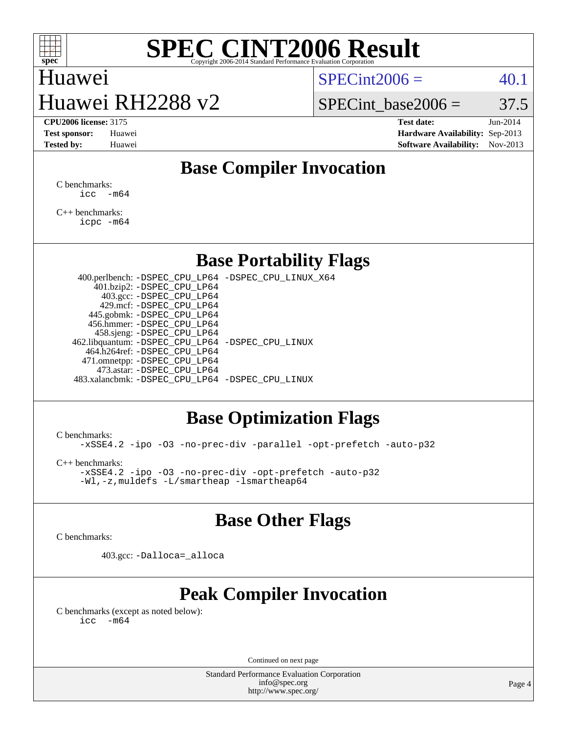# SPEC CINT2006 Result

Copyright 2006-2014 Standard Performance Evaluation Corporation

**Huawei**
**Huawei RH2288 v2**

SPECint2006 = 40.1
SPECint_base2006 = 37.5

| | | | |
|---|---|---|---|
| **CPU2006 license:** 3175 | | **Test date:** | Jun-2014 |
| **Test sponsor:** | Huawei | **Hardware Availability:** | Sep-2013 |
| **Tested by:** | Huawei | **Software Availability:** | Nov-2013 |

## Base Compiler Invocation

C benchmarks:
```
icc  -m64
```

C++ benchmarks:
```
icpc -m64
```

## Base Portability Flags

| Benchmark | Flags |
|---|---|
| 400.perlbench: | -DSPEC_CPU_LP64 -DSPEC_CPU_LINUX_X64 |
| 401.bzip2: | -DSPEC_CPU_LP64 |
| 403.gcc: | -DSPEC_CPU_LP64 |
| 429.mcf: | -DSPEC_CPU_LP64 |
| 445.gobmk: | -DSPEC_CPU_LP64 |
| 456.hmmer: | -DSPEC_CPU_LP64 |
| 458.sjeng: | -DSPEC_CPU_LP64 |
| 462.libquantum: | -DSPEC_CPU_LP64 -DSPEC_CPU_LINUX |
| 464.h264ref: | -DSPEC_CPU_LP64 |
| 471.omnetpp: | -DSPEC_CPU_LP64 |
| 473.astar: | -DSPEC_CPU_LP64 |
| 483.xalancbmk: | -DSPEC_CPU_LP64 -DSPEC_CPU_LINUX |

## Base Optimization Flags

C benchmarks:
```
-xSSE4.2 -ipo -O3 -no-prec-div -parallel -opt-prefetch -auto-p32
```

C++ benchmarks:
```
-xSSE4.2 -ipo -O3 -no-prec-div -opt-prefetch -auto-p32
-Wl,-z,muldefs -L/smartheap -lsmartheap64
```

## Base Other Flags

C benchmarks:

403.gcc: `-Dalloca=_alloca`

## Peak Compiler Invocation

C benchmarks (except as noted below):
```
icc  -m64
```

Continued on next page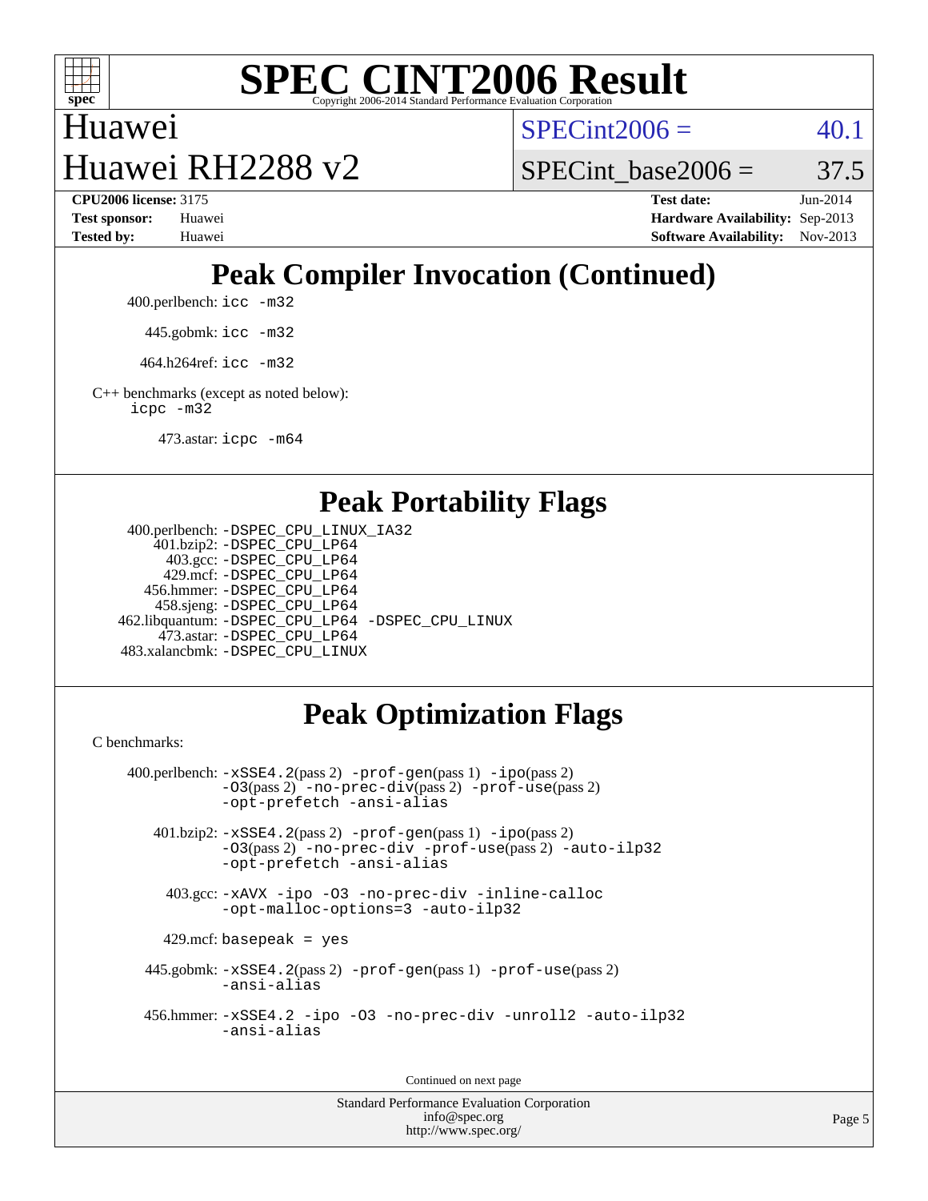# SPEC CINT2006 Result

Copyright 2006-2014 Standard Performance Evaluation Corporation

Huawei
Huawei RH2288 v2

SPECint2006 = 40.1
SPECint_base2006 = 37.5

**CPU2006 license:** 3175
**Test sponsor:** Huawei
**Tested by:** Huawei

**Test date:** Jun-2014
**Hardware Availability:** Sep-2013
**Software Availability:** Nov-2013

## Peak Compiler Invocation (Continued)

400.perlbench: `icc -m32`

445.gobmk: `icc -m32`

464.h264ref: `icc -m32`

C++ benchmarks (except as noted below):
`icpc -m32`

473.astar: `icpc -m64`

## Peak Portability Flags

400.perlbench: `-DSPEC_CPU_LINUX_IA32`
401.bzip2: `-DSPEC_CPU_LP64`
403.gcc: `-DSPEC_CPU_LP64`
429.mcf: `-DSPEC_CPU_LP64`
456.hmmer: `-DSPEC_CPU_LP64`
458.sjeng: `-DSPEC_CPU_LP64`
462.libquantum: `-DSPEC_CPU_LP64 -DSPEC_CPU_LINUX`
473.astar: `-DSPEC_CPU_LP64`
483.xalancbmk: `-DSPEC_CPU_LINUX`

## Peak Optimization Flags

C benchmarks:

400.perlbench: `-xSSE4.2`(pass 2) `-prof-gen`(pass 1) `-ipo`(pass 2) `-O3`(pass 2) `-no-prec-div`(pass 2) `-prof-use`(pass 2) `-opt-prefetch -ansi-alias`

401.bzip2: `-xSSE4.2`(pass 2) `-prof-gen`(pass 1) `-ipo`(pass 2) `-O3`(pass 2) `-no-prec-div -prof-use`(pass 2) `-auto-ilp32 -opt-prefetch -ansi-alias`

403.gcc: `-xAVX -ipo -O3 -no-prec-div -inline-calloc -opt-malloc-options=3 -auto-ilp32`

429.mcf: `basepeak = yes`

445.gobmk: `-xSSE4.2`(pass 2) `-prof-gen`(pass 1) `-prof-use`(pass 2) `-ansi-alias`

456.hmmer: `-xSSE4.2 -ipo -O3 -no-prec-div -unroll2 -auto-ilp32 -ansi-alias`

Continued on next page

Standard Performance Evaluation Corporation
info@spec.org
http://www.spec.org/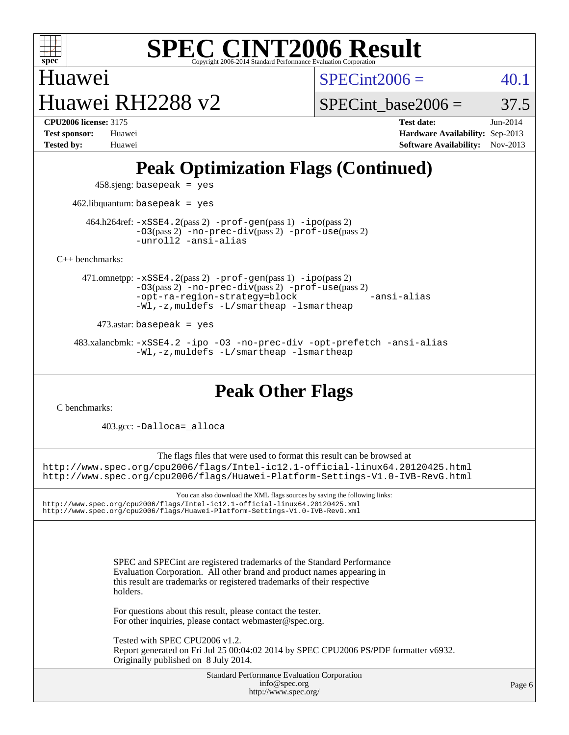# SPEC CINT2006 Result

Copyright 2006-2014 Standard Performance Evaluation Corporation

Huawei
Huawei RH2288 v2

SPECint2006 = 40.1
SPECint_base2006 = 37.5

**CPU2006 license:** 3175
**Test sponsor:** Huawei
**Tested by:** Huawei

**Test date:** Jun-2014
**Hardware Availability:** Sep-2013
**Software Availability:** Nov-2013

## Peak Optimization Flags (Continued)

458.sjeng: basepeak = yes

462.libquantum: basepeak = yes

464.h264ref: -xSSE4.2(pass 2) -prof-gen(pass 1) -ipo(pass 2) -O3(pass 2) -no-prec-div(pass 2) -prof-use(pass 2) -unroll2 -ansi-alias

C++ benchmarks:

471.omnetpp: -xSSE4.2(pass 2) -prof-gen(pass 1) -ipo(pass 2) -O3(pass 2) -no-prec-div(pass 2) -prof-use(pass 2) -opt-ra-region-strategy=block -ansi-alias -Wl,-z,muldefs -L/smartheap -lsmartheap

473.astar: basepeak = yes

483.xalancbmk: -xSSE4.2 -ipo -O3 -no-prec-div -opt-prefetch -ansi-alias -Wl,-z,muldefs -L/smartheap -lsmartheap

## Peak Other Flags

C benchmarks:

403.gcc: -Dalloca=_alloca

The flags files that were used to format this result can be browsed at
http://www.spec.org/cpu2006/flags/Intel-ic12.1-official-linux64.20120425.html
http://www.spec.org/cpu2006/flags/Huawei-Platform-Settings-V1.0-IVB-RevG.html

You can also download the XML flags sources by saving the following links:
http://www.spec.org/cpu2006/flags/Intel-ic12.1-official-linux64.20120425.xml
http://www.spec.org/cpu2006/flags/Huawei-Platform-Settings-V1.0-IVB-RevG.xml

SPEC and SPECint are registered trademarks of the Standard Performance Evaluation Corporation. All other brand and product names appearing in this result are trademarks or registered trademarks of their respective holders.

For questions about this result, please contact the tester.
For other inquiries, please contact webmaster@spec.org.

Tested with SPEC CPU2006 v1.2.
Report generated on Fri Jul 25 00:04:02 2014 by SPEC CPU2006 PS/PDF formatter v6932.
Originally published on 8 July 2014.

Standard Performance Evaluation Corporation
info@spec.org
http://www.spec.org/